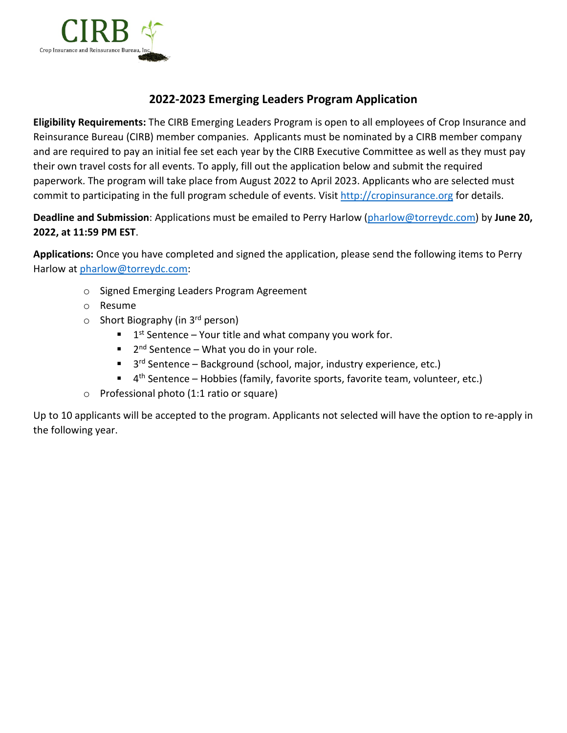CIRB

Crop Insurance and Reinsurance Bureau, Inc.

## 2022-2023 Emerging Leaders Program Application

**Eligibility Requirements:** The CIRB Emerging Leaders Program is open to all employees of Crop Insurance and Reinsurance Bureau (CIRB) member companies. Applicants must be nominated by a CIRB member company and are required to pay an initial fee set each year by the CIRB Executive Committee as well as they must pay their own travel costs for all events. To apply, fill out the application below and submit the required paperwork. The program will take place from August 2022 to April 2023. Applicants who are selected must commit to participating in the full program schedule of events. Visit http://cropinsurance.org for details.

**Deadline and Submission**: Applications must be emailed to Perry Harlow (pharlow@torreydc.com) by **June 20, 2022, at 11:59 PM EST**.

**Applications:** Once you have completed and signed the application, please send the following items to Perry Harlow at pharlow@torreydc.com:

- Signed Emerging Leaders Program Agreement
- Resume
- Short Biography (in 3rd person)
  - 1st Sentence – Your title and what company you work for.
  - 2nd Sentence – What you do in your role.
  - 3rd Sentence – Background (school, major, industry experience, etc.)
  - 4th Sentence – Hobbies (family, favorite sports, favorite team, volunteer, etc.)
- Professional photo (1:1 ratio or square)

Up to 10 applicants will be accepted to the program. Applicants not selected will have the option to re-apply in the following year.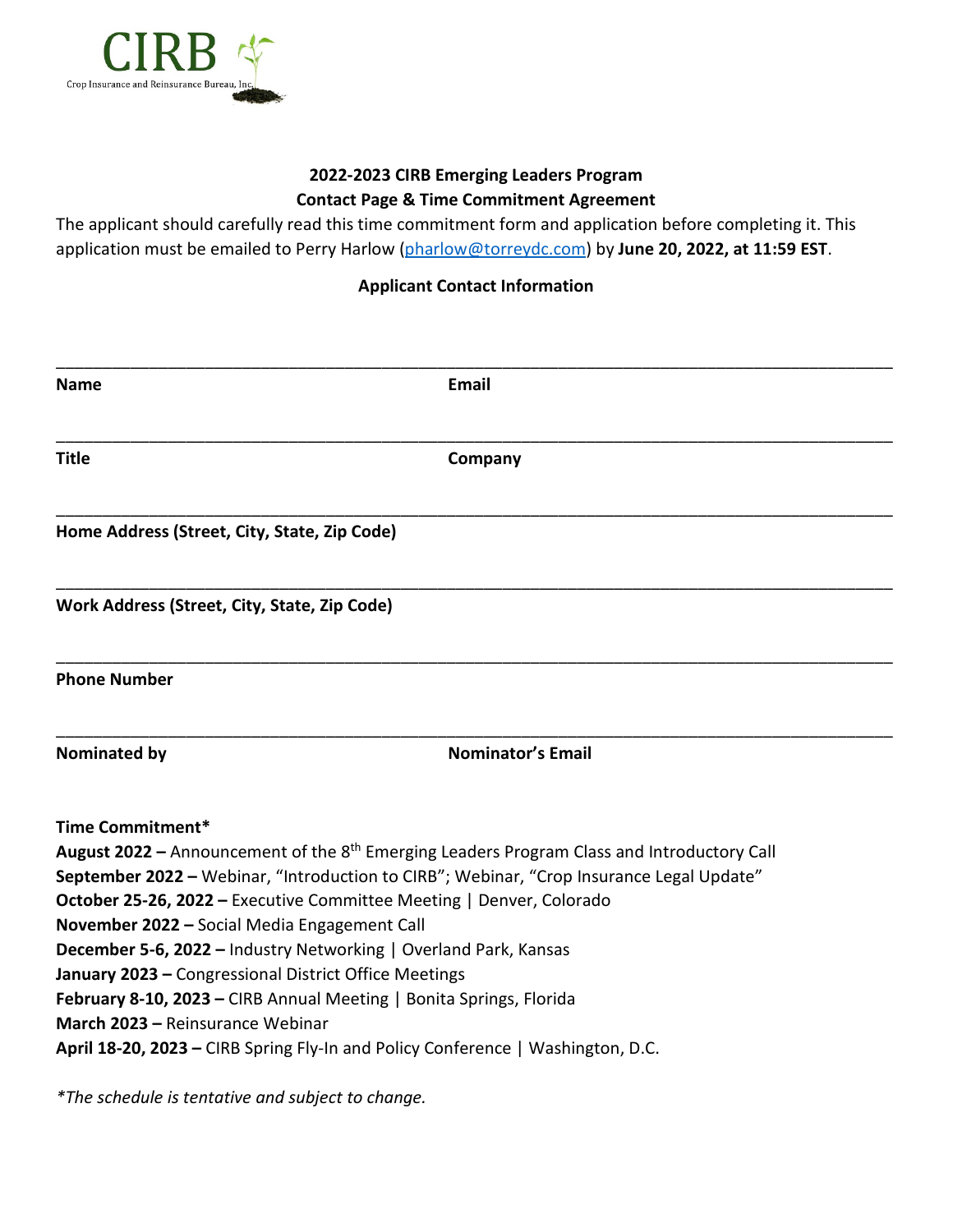CIRB

Crop Insurance and Reinsurance Bureau, Inc.

**2022-2023 CIRB Emerging Leaders Program**
**Contact Page & Time Commitment Agreement**

The applicant should carefully read this time commitment form and application before completing it. This application must be emailed to Perry Harlow (pharlow@torreydc.com) by **June 20, 2022, at 11:59 EST**.

**Applicant Contact Information**

___________________________________________________________________________

**Name** **Email**

___________________________________________________________________________

**Title** **Company**

___________________________________________________________________________

**Home Address (Street, City, State, Zip Code)**

___________________________________________________________________________

**Work Address (Street, City, State, Zip Code)**

___________________________________________________________________________

**Phone Number**

___________________________________________________________________________

**Nominated by** **Nominator's Email**

**Time Commitment***

**August 2022 –** Announcement of the 8th Emerging Leaders Program Class and Introductory Call
**September 2022 –** Webinar, "Introduction to CIRB"; Webinar, "Crop Insurance Legal Update"
**October 25-26, 2022 –** Executive Committee Meeting | Denver, Colorado
**November 2022 –** Social Media Engagement Call
**December 5-6, 2022 –** Industry Networking | Overland Park, Kansas
**January 2023 –** Congressional District Office Meetings
**February 8-10, 2023 –** CIRB Annual Meeting | Bonita Springs, Florida
**March 2023 –** Reinsurance Webinar
**April 18-20, 2023 –** CIRB Spring Fly-In and Policy Conference | Washington, D.C.

*\*The schedule is tentative and subject to change.*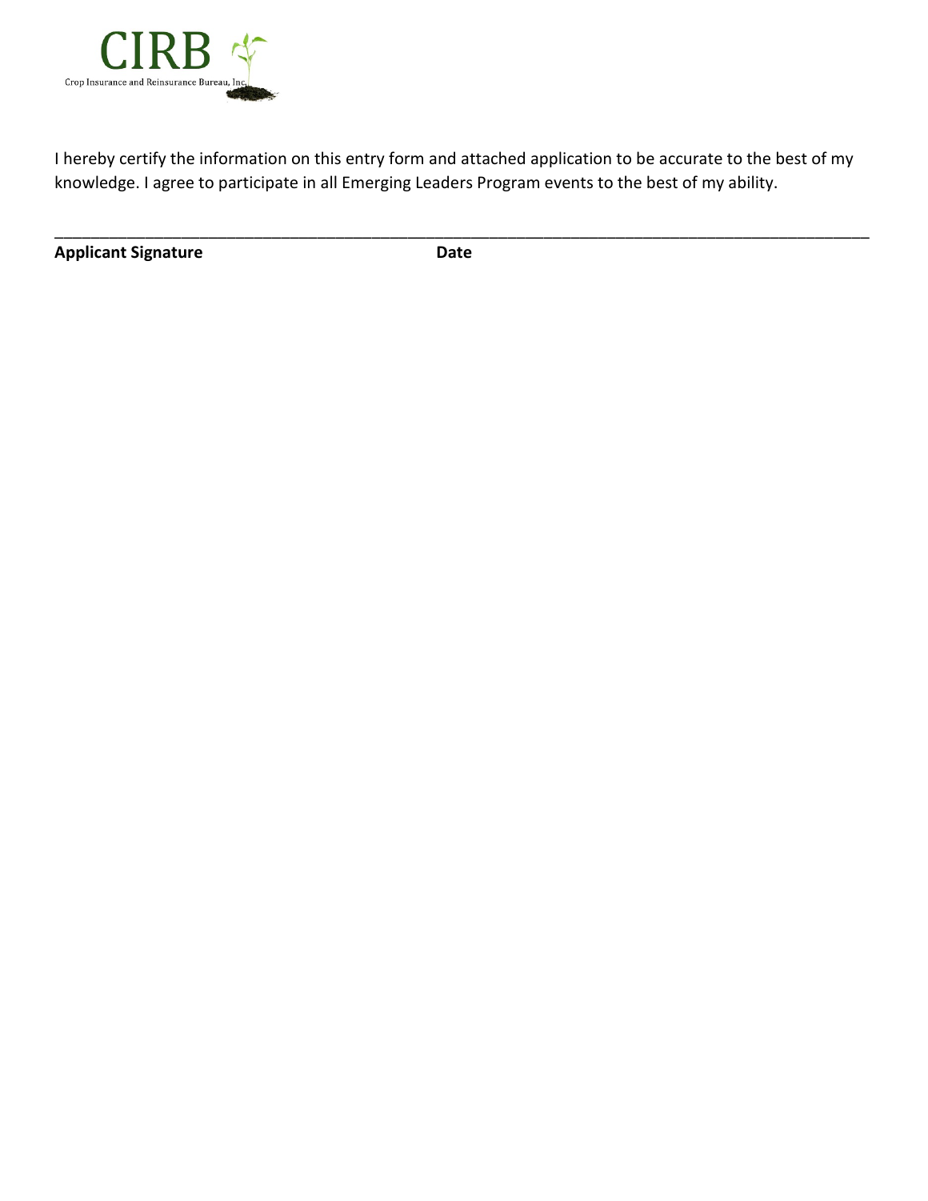I hereby certify the information on this entry form and attached application to be accurate to the best of my knowledge. I agree to participate in all Emerging Leaders Program events to the best of my ability.

______________________________________________________________________________________

**Applicant Signature** **Date**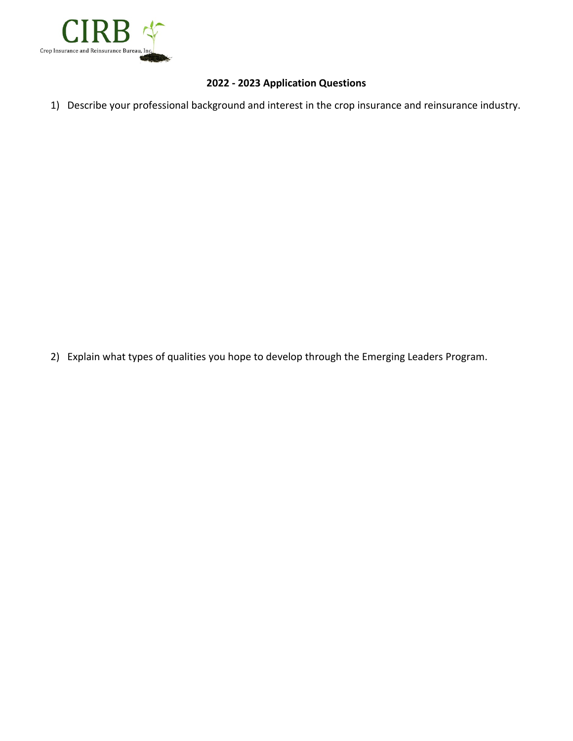CIRB

Crop Insurance and Reinsurance Bureau, Inc.

## 2022 - 2023 Application Questions

1) Describe your professional background and interest in the crop insurance and reinsurance industry.

2) Explain what types of qualities you hope to develop through the Emerging Leaders Program.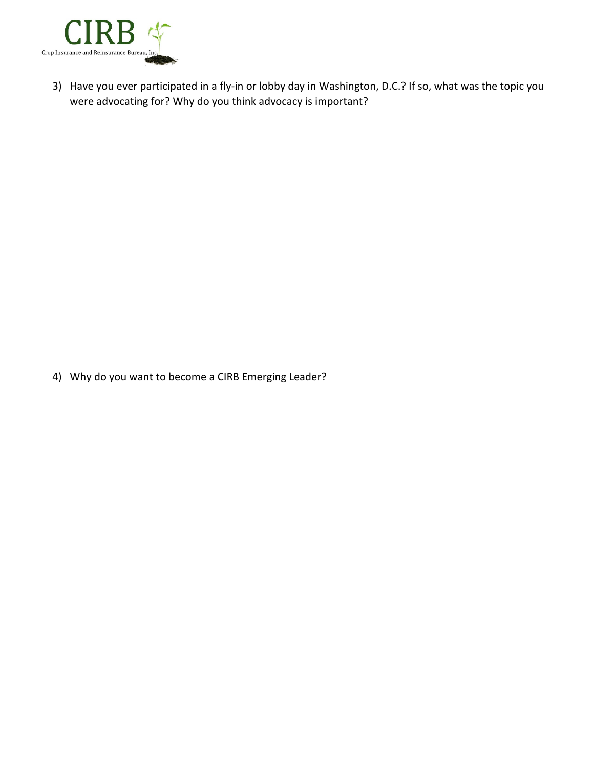3) Have you ever participated in a fly-in or lobby day in Washington, D.C.? If so, what was the topic you were advocating for? Why do you think advocacy is important?

4) Why do you want to become a CIRB Emerging Leader?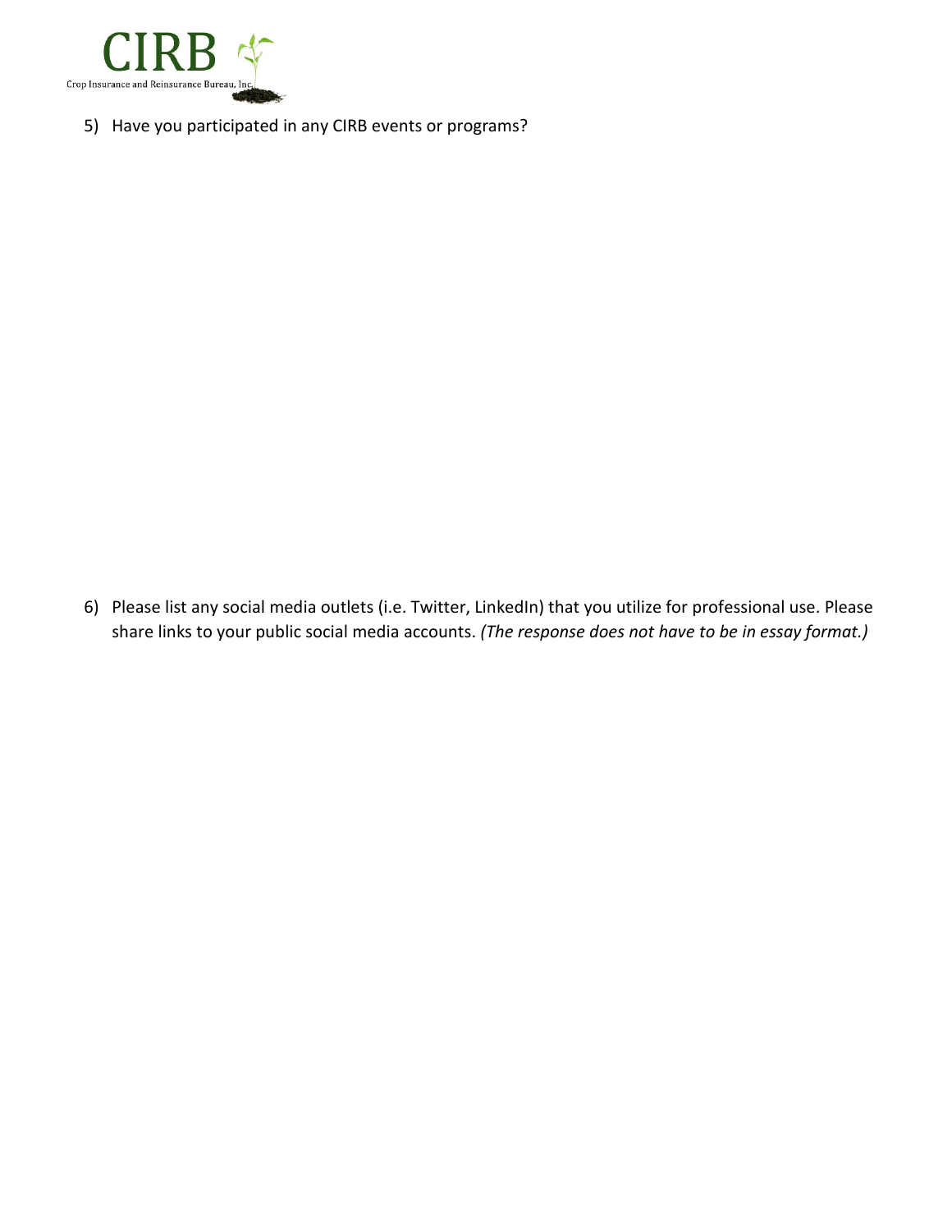5) Have you participated in any CIRB events or programs?

6) Please list any social media outlets (i.e. Twitter, LinkedIn) that you utilize for professional use. Please share links to your public social media accounts. *(The response does not have to be in essay format.)*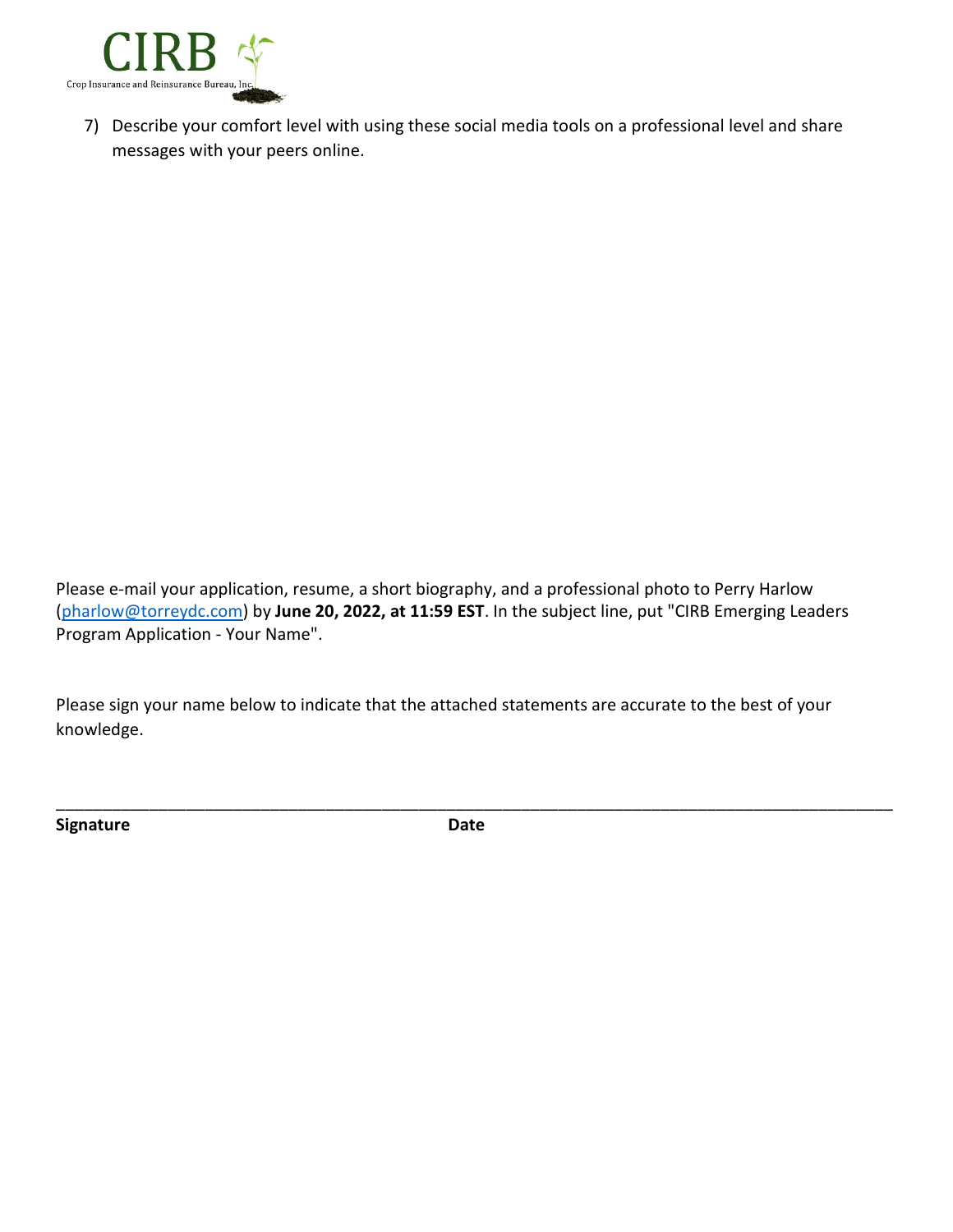7) Describe your comfort level with using these social media tools on a professional level and share messages with your peers online.

Please e-mail your application, resume, a short biography, and a professional photo to Perry Harlow (pharlow@torreydc.com) by **June 20, 2022, at 11:59 EST**. In the subject line, put "CIRB Emerging Leaders Program Application - Your Name".

Please sign your name below to indicate that the attached statements are accurate to the best of your knowledge.

_______________________________________________________________________________

**Signature** **Date**